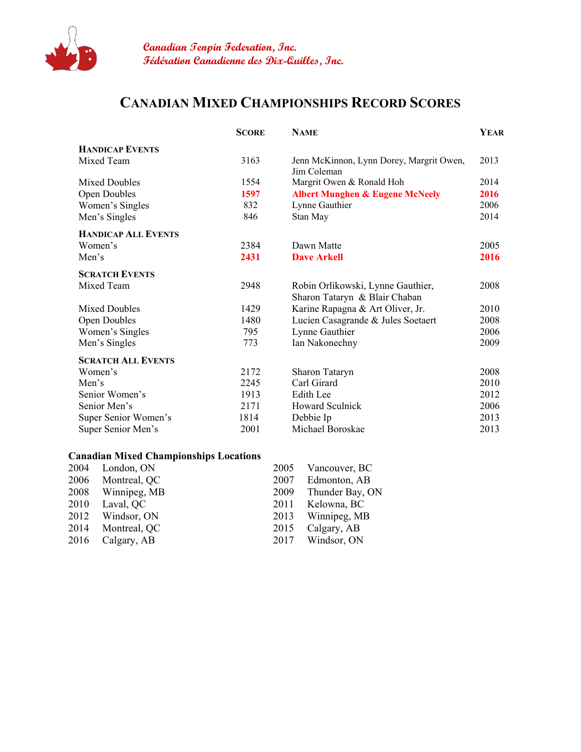Canadian Tenpin Federation, Inc.
Fédération Canadienne des Dix-Quilles, Inc.

# CANADIAN MIXED CHAMPIONSHIPS RECORD SCORES

| | SCORE | NAME | YEAR |
|---|---|---|---|
| **HANDICAP EVENTS** | | | |
| Mixed Team | 3163 | Jenn McKinnon, Lynn Dorey, Margrit Owen, Jim Coleman | 2013 |
| Mixed Doubles | 1554 | Margrit Owen & Ronald Hoh | 2014 |
| Open Doubles | **1597** | **Albert Munghen & Eugene McNeely** | **2016** |
| Women's Singles | 832 | Lynne Gauthier | 2006 |
| Men's Singles | 846 | Stan May | 2014 |
| **HANDICAP ALL EVENTS** | | | |
| Women's | 2384 | Dawn Matte | 2005 |
| Men's | **2431** | **Dave Arkell** | **2016** |
| **SCRATCH EVENTS** | | | |
| Mixed Team | 2948 | Robin Orlikowski, Lynne Gauthier, Sharon Tataryn & Blair Chaban | 2008 |
| Mixed Doubles | 1429 | Karine Rapagna & Art Oliver, Jr. | 2010 |
| Open Doubles | 1480 | Lucien Casagrande & Jules Soetaert | 2008 |
| Women's Singles | 795 | Lynne Gauthier | 2006 |
| Men's Singles | 773 | Ian Nakonechny | 2009 |
| **SCRATCH ALL EVENTS** | | | |
| Women's | 2172 | Sharon Tataryn | 2008 |
| Men's | 2245 | Carl Girard | 2010 |
| Senior Women's | 1913 | Edith Lee | 2012 |
| Senior Men's | 2171 | Howard Sculnick | 2006 |
| Super Senior Women's | 1814 | Debbie Ip | 2013 |
| Super Senior Men's | 2001 | Michael Boroskae | 2013 |

**Canadian Mixed Championships Locations**

| Year | Location | Year | Location |
|---|---|---|---|
| 2004 | London, ON | 2005 | Vancouver, BC |
| 2006 | Montreal, QC | 2007 | Edmonton, AB |
| 2008 | Winnipeg, MB | 2009 | Thunder Bay, ON |
| 2010 | Laval, QC | 2011 | Kelowna, BC |
| 2012 | Windsor, ON | 2013 | Winnipeg, MB |
| 2014 | Montreal, QC | 2015 | Calgary, AB |
| 2016 | Calgary, AB | 2017 | Windsor, ON |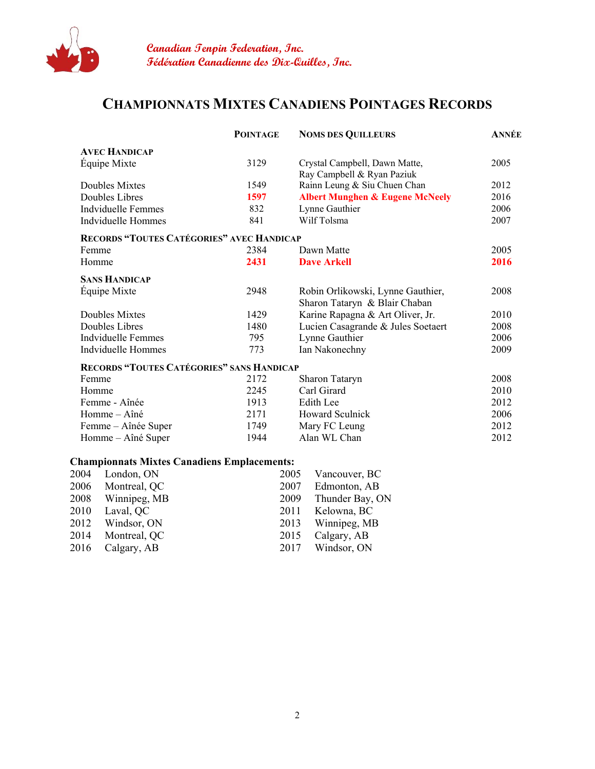Canadian Tenpin Federation, Inc.
Fédération Canadienne des Dix-Quilles, Inc.

# CHAMPIONNATS MIXTES CANADIENS POINTAGES RECORDS

| | POINTAGE | NOMS DES QUILLEURS | ANNÉE |
|---|---|---|---|
| **AVEC HANDICAP** | | | |
| Équipe Mixte | 3129 | Crystal Campbell, Dawn Matte, Ray Campbell & Ryan Paziuk | 2005 |
| Doubles Mixtes | 1549 | Rainn Leung & Siu Chuen Chan | 2012 |
| Doubles Libres | **1597** | **Albert Munghen & Eugene McNeely** | 2016 |
| Indviduelle Femmes | 832 | Lynne Gauthier | 2006 |
| Indviduelle Hommes | 841 | Wilf Tolsma | 2007 |
| **RECORDS "TOUTES CATÉGORIES" AVEC HANDICAP** | | | |
| Femme | 2384 | Dawn Matte | 2005 |
| Homme | **2431** | **Dave Arkell** | **2016** |
| **SANS HANDICAP** | | | |
| Équipe Mixte | 2948 | Robin Orlikowski, Lynne Gauthier, Sharon Tataryn & Blair Chaban | 2008 |
| Doubles Mixtes | 1429 | Karine Rapagna & Art Oliver, Jr. | 2010 |
| Doubles Libres | 1480 | Lucien Casagrande & Jules Soetaert | 2008 |
| Indviduelle Femmes | 795 | Lynne Gauthier | 2006 |
| Indviduelle Hommes | 773 | Ian Nakonechny | 2009 |
| **RECORDS "TOUTES CATÉGORIES" SANS HANDICAP** | | | |
| Femme | 2172 | Sharon Tataryn | 2008 |
| Homme | 2245 | Carl Girard | 2010 |
| Femme - Aînée | 1913 | Edith Lee | 2012 |
| Homme – Aîné | 2171 | Howard Sculnick | 2006 |
| Femme – Aînée Super | 1749 | Mary FC Leung | 2012 |
| Homme – Aîné Super | 1944 | Alan WL Chan | 2012 |

**Championnats Mixtes Canadiens Emplacements:**

| | | | |
|---|---|---|---|
| 2004 | London, ON | 2005 | Vancouver, BC |
| 2006 | Montreal, QC | 2007 | Edmonton, AB |
| 2008 | Winnipeg, MB | 2009 | Thunder Bay, ON |
| 2010 | Laval, QC | 2011 | Kelowna, BC |
| 2012 | Windsor, ON | 2013 | Winnipeg, MB |
| 2014 | Montreal, QC | 2015 | Calgary, AB |
| 2016 | Calgary, AB | 2017 | Windsor, ON |